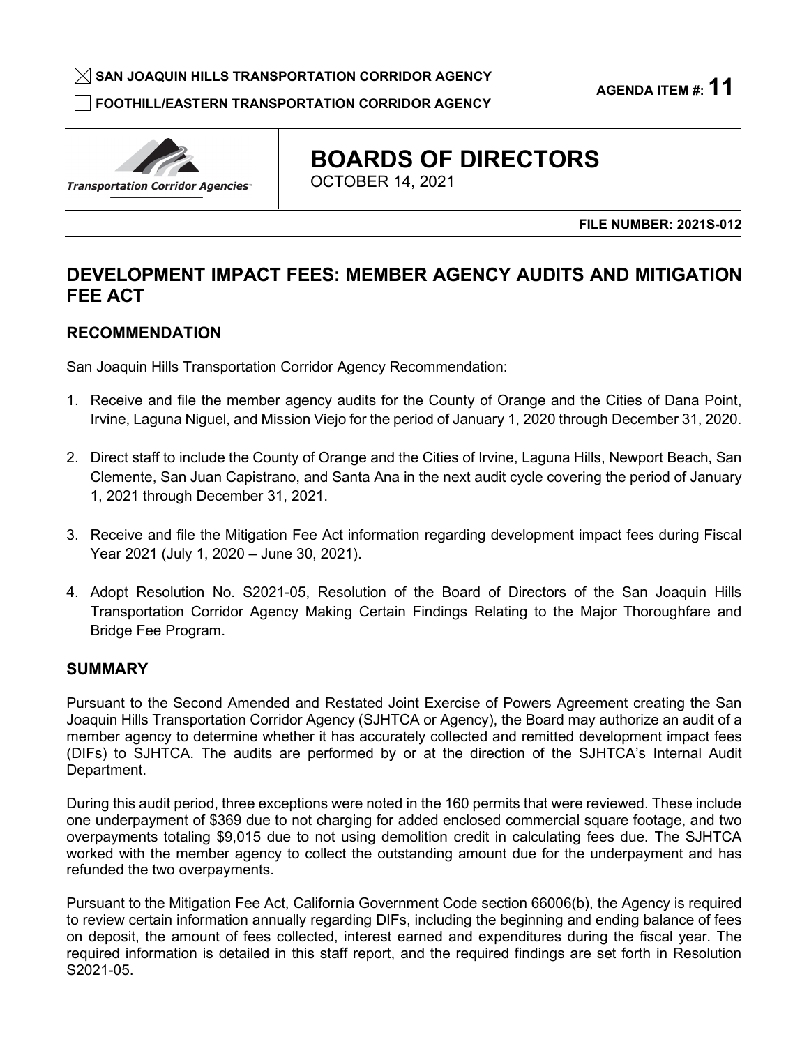☒ **SAN JOAQUIN HILLS TRANSPORTATION CORRIDOR AGENCY**

☐ **FOOTHILL/EASTERN TRANSPORTATION CORRIDOR AGENCY**

**AGENDA ITEM #: 11**

*Transportation Corridor Agencies*

# BOARDS OF DIRECTORS

OCTOBER 14, 2021

**FILE NUMBER: 2021S-012**

## DEVELOPMENT IMPACT FEES: MEMBER AGENCY AUDITS AND MITIGATION FEE ACT

### RECOMMENDATION

San Joaquin Hills Transportation Corridor Agency Recommendation:

1. Receive and file the member agency audits for the County of Orange and the Cities of Dana Point, Irvine, Laguna Niguel, and Mission Viejo for the period of January 1, 2020 through December 31, 2020.
2. Direct staff to include the County of Orange and the Cities of Irvine, Laguna Hills, Newport Beach, San Clemente, San Juan Capistrano, and Santa Ana in the next audit cycle covering the period of January 1, 2021 through December 31, 2021.
3. Receive and file the Mitigation Fee Act information regarding development impact fees during Fiscal Year 2021 (July 1, 2020 – June 30, 2021).
4. Adopt Resolution No. S2021-05, Resolution of the Board of Directors of the San Joaquin Hills Transportation Corridor Agency Making Certain Findings Relating to the Major Thoroughfare and Bridge Fee Program.

### SUMMARY

Pursuant to the Second Amended and Restated Joint Exercise of Powers Agreement creating the San Joaquin Hills Transportation Corridor Agency (SJHTCA or Agency), the Board may authorize an audit of a member agency to determine whether it has accurately collected and remitted development impact fees (DIFs) to SJHTCA. The audits are performed by or at the direction of the SJHTCA's Internal Audit Department.

During this audit period, three exceptions were noted in the 160 permits that were reviewed. These include one underpayment of $369 due to not charging for added enclosed commercial square footage, and two overpayments totaling $9,015 due to not using demolition credit in calculating fees due. The SJHTCA worked with the member agency to collect the outstanding amount due for the underpayment and has refunded the two overpayments.

Pursuant to the Mitigation Fee Act, California Government Code section 66006(b), the Agency is required to review certain information annually regarding DIFs, including the beginning and ending balance of fees on deposit, the amount of fees collected, interest earned and expenditures during the fiscal year. The required information is detailed in this staff report, and the required findings are set forth in Resolution S2021-05.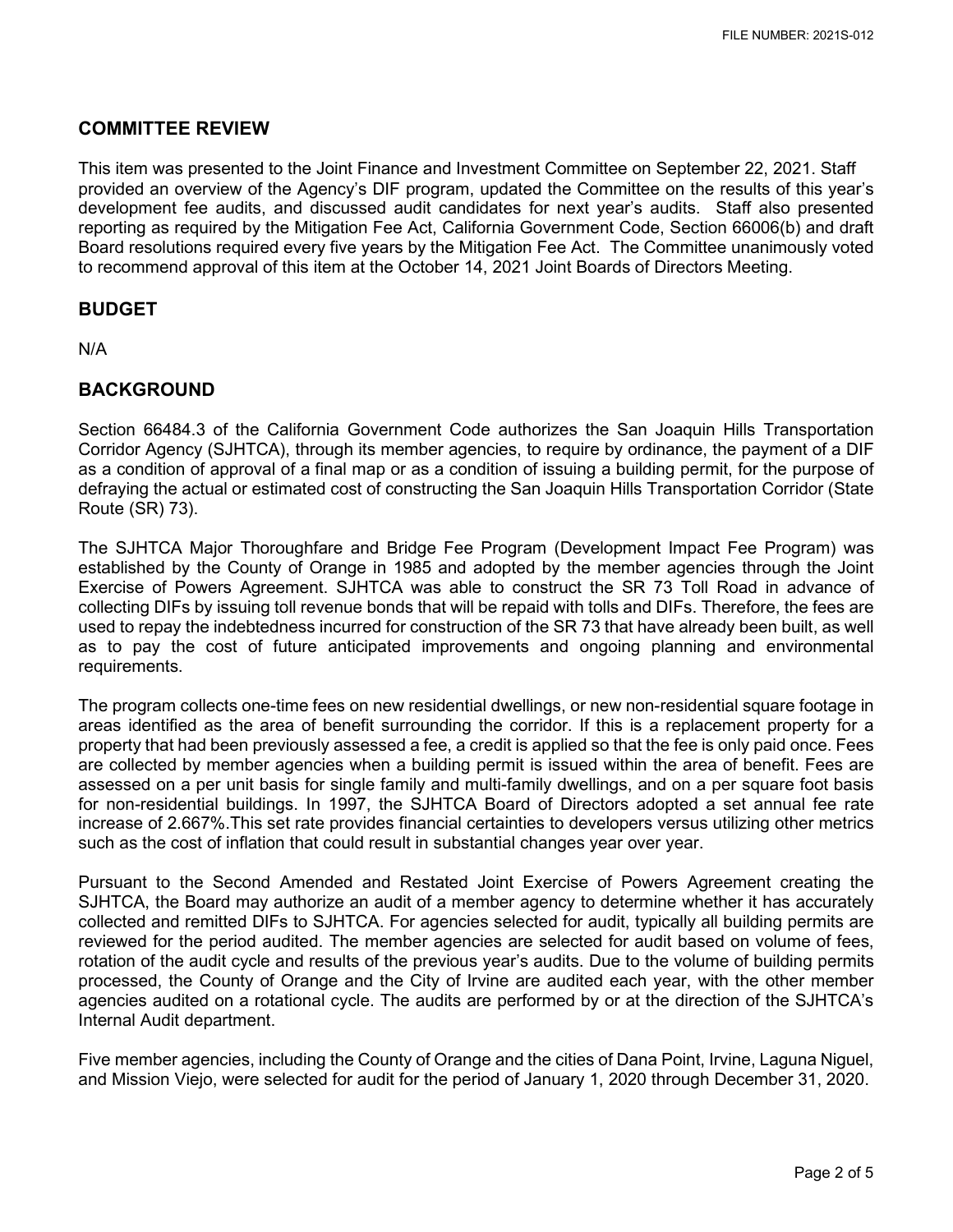## COMMITTEE REVIEW

This item was presented to the Joint Finance and Investment Committee on September 22, 2021. Staff provided an overview of the Agency's DIF program, updated the Committee on the results of this year's development fee audits, and discussed audit candidates for next year's audits. Staff also presented reporting as required by the Mitigation Fee Act, California Government Code, Section 66006(b) and draft Board resolutions required every five years by the Mitigation Fee Act. The Committee unanimously voted to recommend approval of this item at the October 14, 2021 Joint Boards of Directors Meeting.

## BUDGET

N/A

## BACKGROUND

Section 66484.3 of the California Government Code authorizes the San Joaquin Hills Transportation Corridor Agency (SJHTCA), through its member agencies, to require by ordinance, the payment of a DIF as a condition of approval of a final map or as a condition of issuing a building permit, for the purpose of defraying the actual or estimated cost of constructing the San Joaquin Hills Transportation Corridor (State Route (SR) 73).

The SJHTCA Major Thoroughfare and Bridge Fee Program (Development Impact Fee Program) was established by the County of Orange in 1985 and adopted by the member agencies through the Joint Exercise of Powers Agreement. SJHTCA was able to construct the SR 73 Toll Road in advance of collecting DIFs by issuing toll revenue bonds that will be repaid with tolls and DIFs. Therefore, the fees are used to repay the indebtedness incurred for construction of the SR 73 that have already been built, as well as to pay the cost of future anticipated improvements and ongoing planning and environmental requirements.

The program collects one-time fees on new residential dwellings, or new non-residential square footage in areas identified as the area of benefit surrounding the corridor. If this is a replacement property for a property that had been previously assessed a fee, a credit is applied so that the fee is only paid once. Fees are collected by member agencies when a building permit is issued within the area of benefit. Fees are assessed on a per unit basis for single family and multi-family dwellings, and on a per square foot basis for non-residential buildings. In 1997, the SJHTCA Board of Directors adopted a set annual fee rate increase of 2.667%.This set rate provides financial certainties to developers versus utilizing other metrics such as the cost of inflation that could result in substantial changes year over year.

Pursuant to the Second Amended and Restated Joint Exercise of Powers Agreement creating the SJHTCA, the Board may authorize an audit of a member agency to determine whether it has accurately collected and remitted DIFs to SJHTCA. For agencies selected for audit, typically all building permits are reviewed for the period audited. The member agencies are selected for audit based on volume of fees, rotation of the audit cycle and results of the previous year's audits. Due to the volume of building permits processed, the County of Orange and the City of Irvine are audited each year, with the other member agencies audited on a rotational cycle. The audits are performed by or at the direction of the SJHTCA's Internal Audit department.

Five member agencies, including the County of Orange and the cities of Dana Point, Irvine, Laguna Niguel, and Mission Viejo, were selected for audit for the period of January 1, 2020 through December 31, 2020.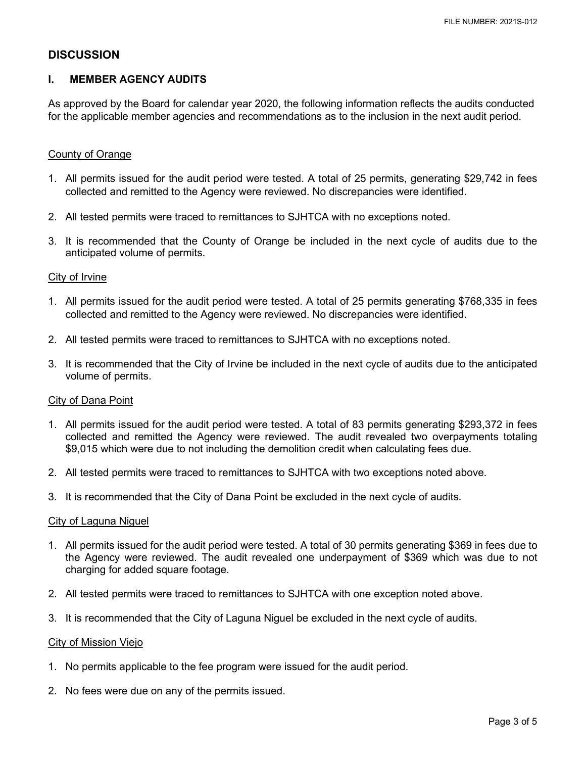## DISCUSSION

### I. MEMBER AGENCY AUDITS

As approved by the Board for calendar year 2020, the following information reflects the audits conducted for the applicable member agencies and recommendations as to the inclusion in the next audit period.

<u>County of Orange</u>

1. All permits issued for the audit period were tested. A total of 25 permits, generating $29,742 in fees collected and remitted to the Agency were reviewed. No discrepancies were identified.
2. All tested permits were traced to remittances to SJHTCA with no exceptions noted.
3. It is recommended that the County of Orange be included in the next cycle of audits due to the anticipated volume of permits.

<u>City of Irvine</u>

1. All permits issued for the audit period were tested. A total of 25 permits generating $768,335 in fees collected and remitted to the Agency were reviewed. No discrepancies were identified.
2. All tested permits were traced to remittances to SJHTCA with no exceptions noted.
3. It is recommended that the City of Irvine be included in the next cycle of audits due to the anticipated volume of permits.

<u>City of Dana Point</u>

1. All permits issued for the audit period were tested. A total of 83 permits generating $293,372 in fees collected and remitted the Agency were reviewed. The audit revealed two overpayments totaling $9,015 which were due to not including the demolition credit when calculating fees due.
2. All tested permits were traced to remittances to SJHTCA with two exceptions noted above.
3. It is recommended that the City of Dana Point be excluded in the next cycle of audits.

<u>City of Laguna Niguel</u>

1. All permits issued for the audit period were tested. A total of 30 permits generating $369 in fees due to the Agency were reviewed. The audit revealed one underpayment of $369 which was due to not charging for added square footage.
2. All tested permits were traced to remittances to SJHTCA with one exception noted above.
3. It is recommended that the City of Laguna Niguel be excluded in the next cycle of audits.

<u>City of Mission Viejo</u>

1. No permits applicable to the fee program were issued for the audit period.
2. No fees were due on any of the permits issued.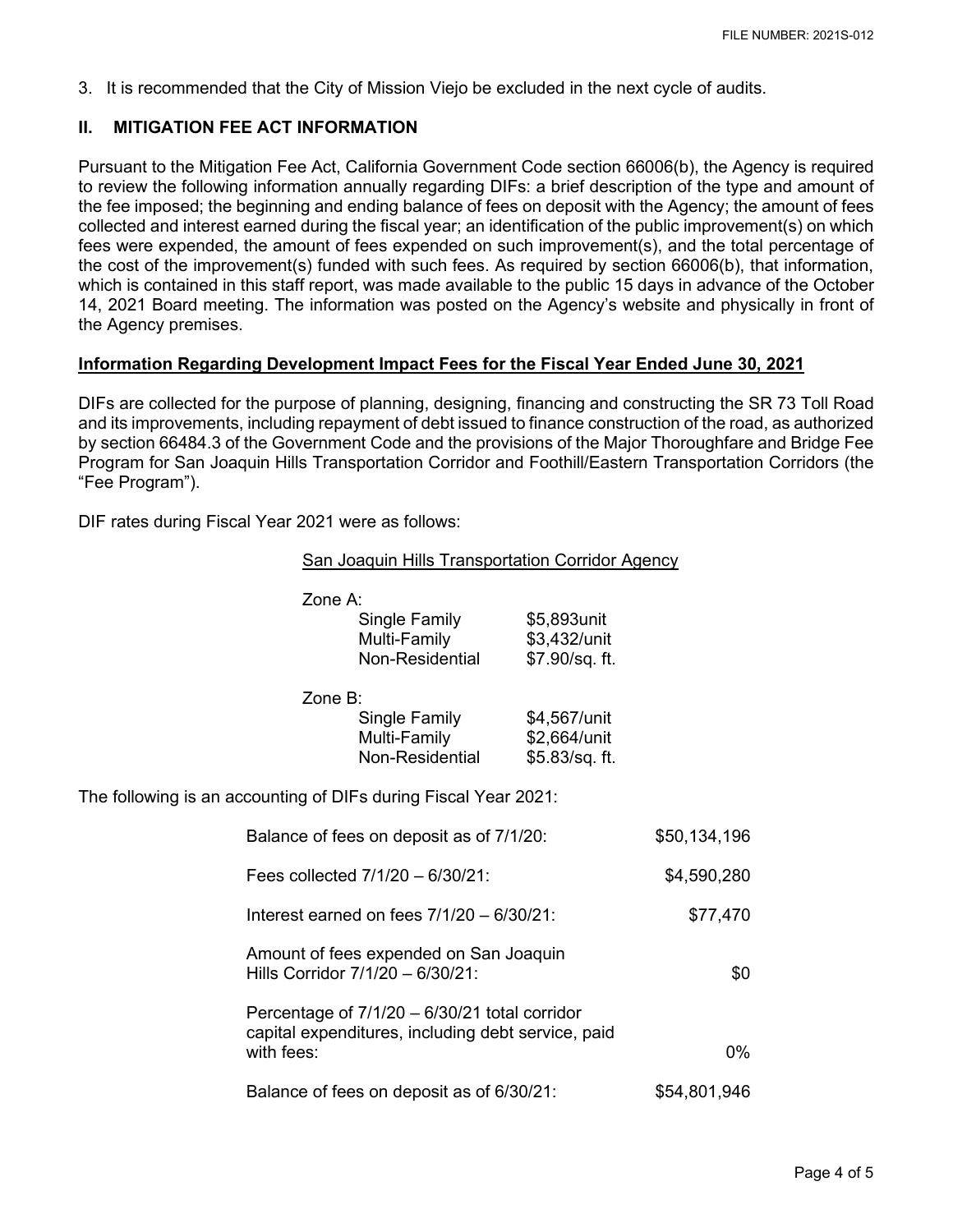3. It is recommended that the City of Mission Viejo be excluded in the next cycle of audits.

## II. MITIGATION FEE ACT INFORMATION

Pursuant to the Mitigation Fee Act, California Government Code section 66006(b), the Agency is required to review the following information annually regarding DIFs: a brief description of the type and amount of the fee imposed; the beginning and ending balance of fees on deposit with the Agency; the amount of fees collected and interest earned during the fiscal year; an identification of the public improvement(s) on which fees were expended, the amount of fees expended on such improvement(s), and the total percentage of the cost of the improvement(s) funded with such fees. As required by section 66006(b), that information, which is contained in this staff report, was made available to the public 15 days in advance of the October 14, 2021 Board meeting. The information was posted on the Agency's website and physically in front of the Agency premises.

**Information Regarding Development Impact Fees for the Fiscal Year Ended June 30, 2021**

DIFs are collected for the purpose of planning, designing, financing and constructing the SR 73 Toll Road and its improvements, including repayment of debt issued to finance construction of the road, as authorized by section 66484.3 of the Government Code and the provisions of the Major Thoroughfare and Bridge Fee Program for San Joaquin Hills Transportation Corridor and Foothill/Eastern Transportation Corridors (the "Fee Program").

DIF rates during Fiscal Year 2021 were as follows:

San Joaquin Hills Transportation Corridor Agency

| | |
|---|---|
| **Zone A:** | |
| Single Family | $5,893unit |
| Multi-Family | $3,432/unit |
| Non-Residential | $7.90/sq. ft. |
| **Zone B:** | |
| Single Family | $4,567/unit |
| Multi-Family | $2,664/unit |
| Non-Residential | $5.83/sq. ft. |

The following is an accounting of DIFs during Fiscal Year 2021:

| | |
|---|---|
| Balance of fees on deposit as of 7/1/20: | $50,134,196 |
| Fees collected 7/1/20 – 6/30/21: | $4,590,280 |
| Interest earned on fees 7/1/20 – 6/30/21: | $77,470 |
| Amount of fees expended on San Joaquin Hills Corridor 7/1/20 – 6/30/21: | $0 |
| Percentage of 7/1/20 – 6/30/21 total corridor capital expenditures, including debt service, paid with fees: | 0% |
| Balance of fees on deposit as of 6/30/21: | $54,801,946 |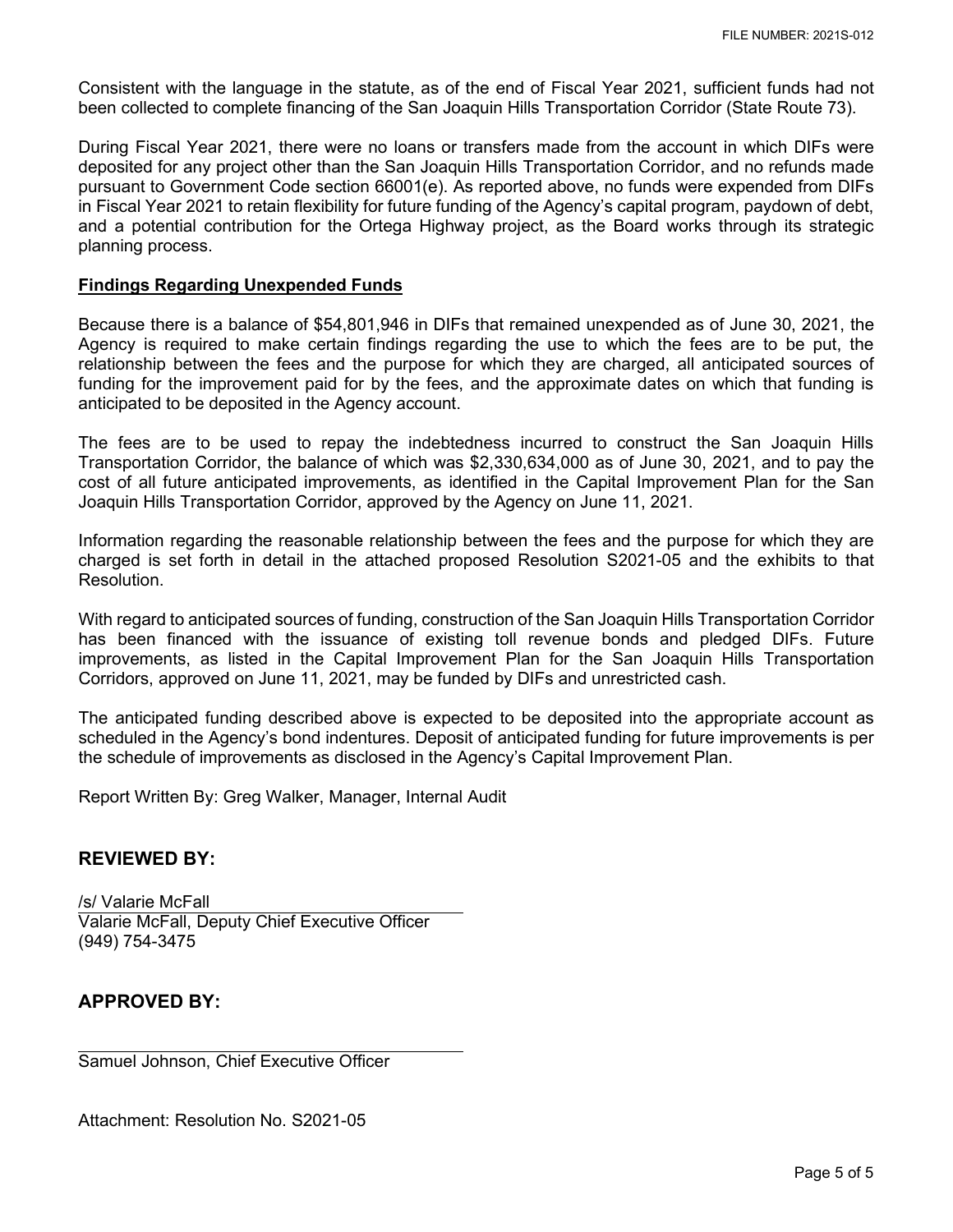Consistent with the language in the statute, as of the end of Fiscal Year 2021, sufficient funds had not been collected to complete financing of the San Joaquin Hills Transportation Corridor (State Route 73).

During Fiscal Year 2021, there were no loans or transfers made from the account in which DIFs were deposited for any project other than the San Joaquin Hills Transportation Corridor, and no refunds made pursuant to Government Code section 66001(e). As reported above, no funds were expended from DIFs in Fiscal Year 2021 to retain flexibility for future funding of the Agency's capital program, paydown of debt, and a potential contribution for the Ortega Highway project, as the Board works through its strategic planning process.

**Findings Regarding Unexpended Funds**

Because there is a balance of $54,801,946 in DIFs that remained unexpended as of June 30, 2021, the Agency is required to make certain findings regarding the use to which the fees are to be put, the relationship between the fees and the purpose for which they are charged, all anticipated sources of funding for the improvement paid for by the fees, and the approximate dates on which that funding is anticipated to be deposited in the Agency account.

The fees are to be used to repay the indebtedness incurred to construct the San Joaquin Hills Transportation Corridor, the balance of which was $2,330,634,000 as of June 30, 2021, and to pay the cost of all future anticipated improvements, as identified in the Capital Improvement Plan for the San Joaquin Hills Transportation Corridor, approved by the Agency on June 11, 2021.

Information regarding the reasonable relationship between the fees and the purpose for which they are charged is set forth in detail in the attached proposed Resolution S2021-05 and the exhibits to that Resolution.

With regard to anticipated sources of funding, construction of the San Joaquin Hills Transportation Corridor has been financed with the issuance of existing toll revenue bonds and pledged DIFs. Future improvements, as listed in the Capital Improvement Plan for the San Joaquin Hills Transportation Corridors, approved on June 11, 2021, may be funded by DIFs and unrestricted cash.

The anticipated funding described above is expected to be deposited into the appropriate account as scheduled in the Agency's bond indentures. Deposit of anticipated funding for future improvements is per the schedule of improvements as disclosed in the Agency's Capital Improvement Plan.

Report Written By: Greg Walker, Manager, Internal Audit

## REVIEWED BY:

/s/ Valarie McFall
Valarie McFall, Deputy Chief Executive Officer
(949) 754-3475

## APPROVED BY:

Samuel Johnson, Chief Executive Officer

Attachment: Resolution No. S2021-05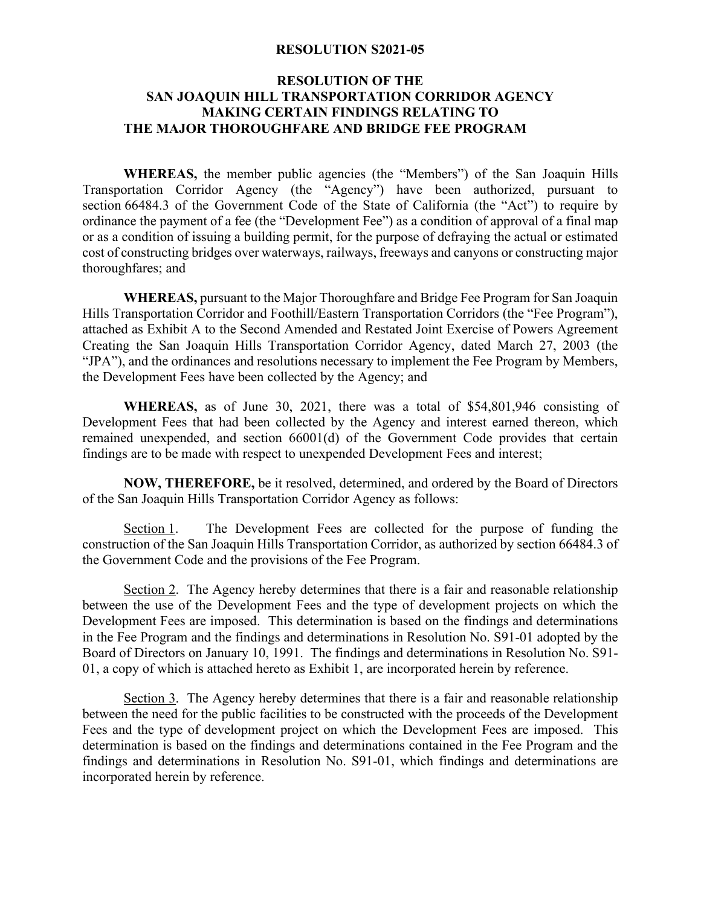**RESOLUTION S2021-05**

**RESOLUTION OF THE SAN JOAQUIN HILL TRANSPORTATION CORRIDOR AGENCY MAKING CERTAIN FINDINGS RELATING TO THE MAJOR THOROUGHFARE AND BRIDGE FEE PROGRAM**

**WHEREAS,** the member public agencies (the "Members") of the San Joaquin Hills Transportation Corridor Agency (the "Agency") have been authorized, pursuant to section 66484.3 of the Government Code of the State of California (the "Act") to require by ordinance the payment of a fee (the "Development Fee") as a condition of approval of a final map or as a condition of issuing a building permit, for the purpose of defraying the actual or estimated cost of constructing bridges over waterways, railways, freeways and canyons or constructing major thoroughfares; and

**WHEREAS,** pursuant to the Major Thoroughfare and Bridge Fee Program for San Joaquin Hills Transportation Corridor and Foothill/Eastern Transportation Corridors (the "Fee Program"), attached as Exhibit A to the Second Amended and Restated Joint Exercise of Powers Agreement Creating the San Joaquin Hills Transportation Corridor Agency, dated March 27, 2003 (the "JPA"), and the ordinances and resolutions necessary to implement the Fee Program by Members, the Development Fees have been collected by the Agency; and

**WHEREAS,** as of June 30, 2021, there was a total of $54,801,946 consisting of Development Fees that had been collected by the Agency and interest earned thereon, which remained unexpended, and section 66001(d) of the Government Code provides that certain findings are to be made with respect to unexpended Development Fees and interest;

**NOW, THEREFORE,** be it resolved, determined, and ordered by the Board of Directors of the San Joaquin Hills Transportation Corridor Agency as follows:

Section 1. The Development Fees are collected for the purpose of funding the construction of the San Joaquin Hills Transportation Corridor, as authorized by section 66484.3 of the Government Code and the provisions of the Fee Program.

Section 2. The Agency hereby determines that there is a fair and reasonable relationship between the use of the Development Fees and the type of development projects on which the Development Fees are imposed. This determination is based on the findings and determinations in the Fee Program and the findings and determinations in Resolution No. S91-01 adopted by the Board of Directors on January 10, 1991. The findings and determinations in Resolution No. S91-01, a copy of which is attached hereto as Exhibit 1, are incorporated herein by reference.

Section 3. The Agency hereby determines that there is a fair and reasonable relationship between the need for the public facilities to be constructed with the proceeds of the Development Fees and the type of development project on which the Development Fees are imposed. This determination is based on the findings and determinations contained in the Fee Program and the findings and determinations in Resolution No. S91-01, which findings and determinations are incorporated herein by reference.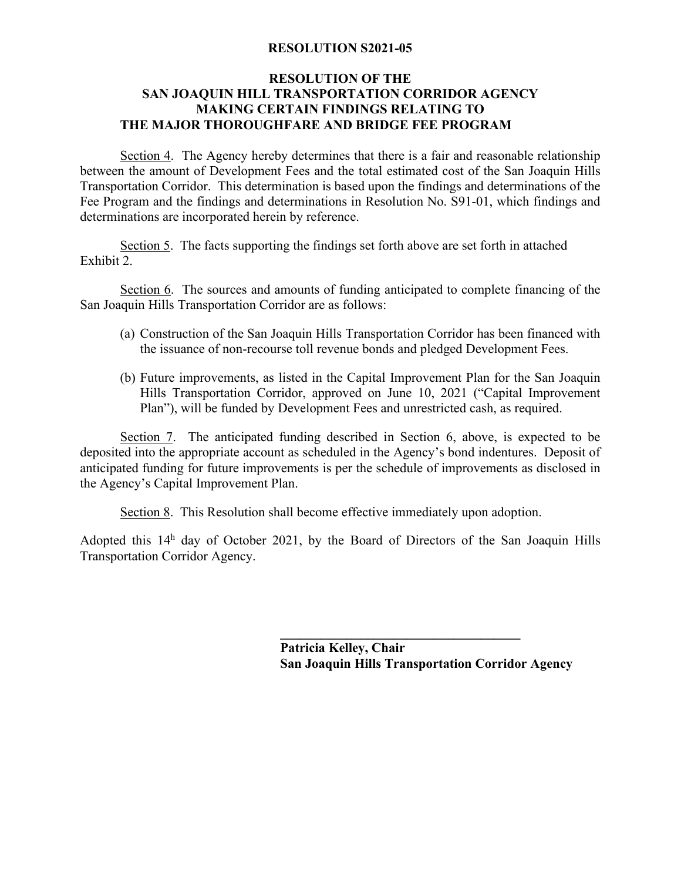**RESOLUTION S2021-05**

**RESOLUTION OF THE SAN JOAQUIN HILL TRANSPORTATION CORRIDOR AGENCY MAKING CERTAIN FINDINGS RELATING TO THE MAJOR THOROUGHFARE AND BRIDGE FEE PROGRAM**

<u>Section 4</u>. The Agency hereby determines that there is a fair and reasonable relationship between the amount of Development Fees and the total estimated cost of the San Joaquin Hills Transportation Corridor. This determination is based upon the findings and determinations of the Fee Program and the findings and determinations in Resolution No. S91-01, which findings and determinations are incorporated herein by reference.

<u>Section 5</u>. The facts supporting the findings set forth above are set forth in attached Exhibit 2.

<u>Section 6</u>. The sources and amounts of funding anticipated to complete financing of the San Joaquin Hills Transportation Corridor are as follows:

(a) Construction of the San Joaquin Hills Transportation Corridor has been financed with the issuance of non-recourse toll revenue bonds and pledged Development Fees.

(b) Future improvements, as listed in the Capital Improvement Plan for the San Joaquin Hills Transportation Corridor, approved on June 10, 2021 ("Capital Improvement Plan"), will be funded by Development Fees and unrestricted cash, as required.

<u>Section 7</u>. The anticipated funding described in Section 6, above, is expected to be deposited into the appropriate account as scheduled in the Agency's bond indentures. Deposit of anticipated funding for future improvements is per the schedule of improvements as disclosed in the Agency's Capital Improvement Plan.

<u>Section 8</u>. This Resolution shall become effective immediately upon adoption.

Adopted this 14h day of October 2021, by the Board of Directors of the San Joaquin Hills Transportation Corridor Agency.

\_\_\_\_\_\_\_\_\_\_\_\_\_\_\_\_\_\_\_\_\_\_\_\_\_\_\_\_\_\_\_\_\_\_\_\_\_\_

**Patricia Kelley, Chair**
**San Joaquin Hills Transportation Corridor Agency**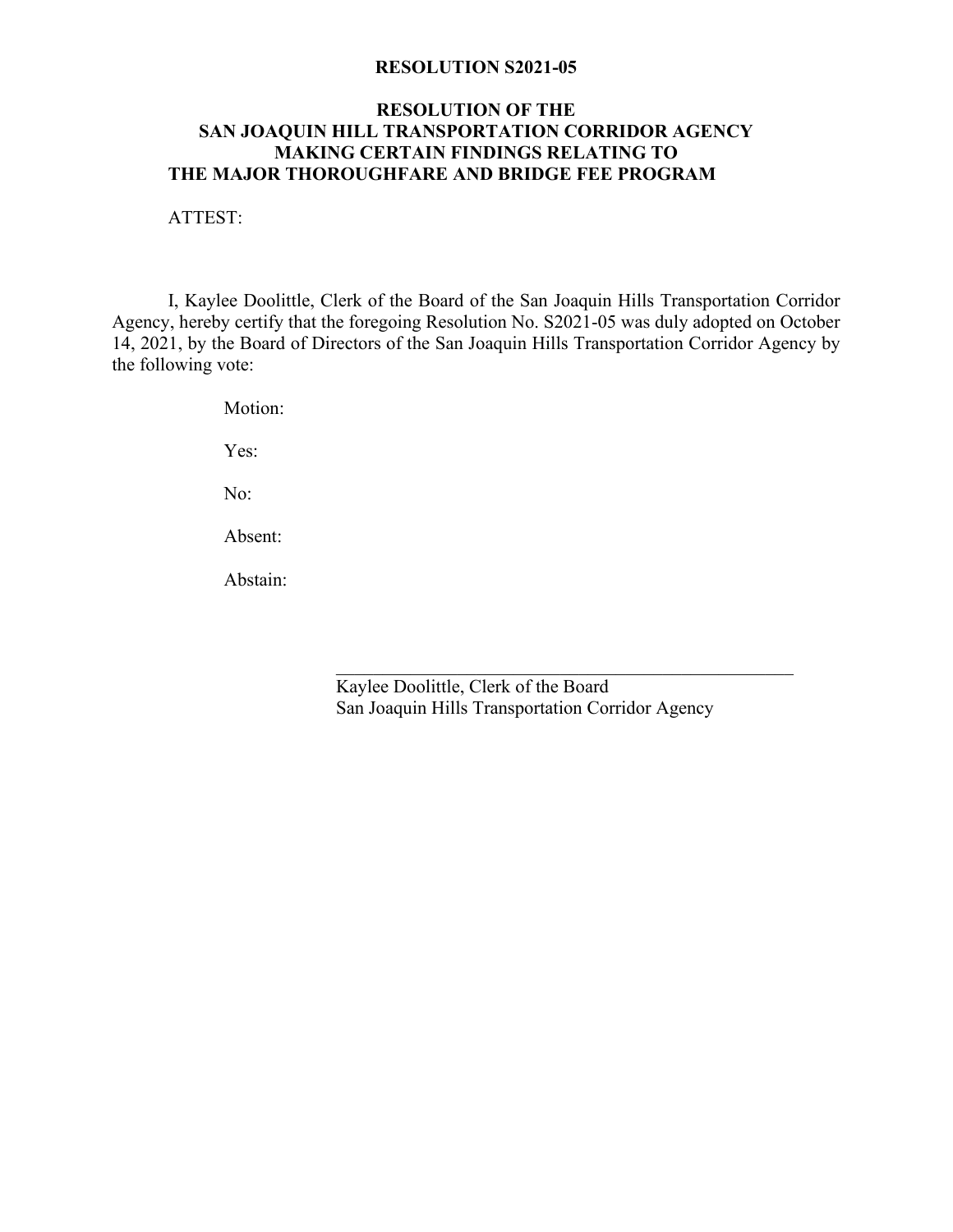**RESOLUTION S2021-05**

**RESOLUTION OF THE**
**SAN JOAQUIN HILL TRANSPORTATION CORRIDOR AGENCY**
**MAKING CERTAIN FINDINGS RELATING TO**
**THE MAJOR THOROUGHFARE AND BRIDGE FEE PROGRAM**

ATTEST:

I, Kaylee Doolittle, Clerk of the Board of the San Joaquin Hills Transportation Corridor Agency, hereby certify that the foregoing Resolution No. S2021-05 was duly adopted on October 14, 2021, by the Board of Directors of the San Joaquin Hills Transportation Corridor Agency by the following vote:

Motion:

Yes:

No:

Absent:

Abstain:

\_\_\_\_\_\_\_\_\_\_\_\_\_\_\_\_\_\_\_\_\_\_\_\_\_\_\_\_\_\_\_\_\_\_\_\_\_\_\_\_\_\_\_\_\_\_

Kaylee Doolittle, Clerk of the Board
San Joaquin Hills Transportation Corridor Agency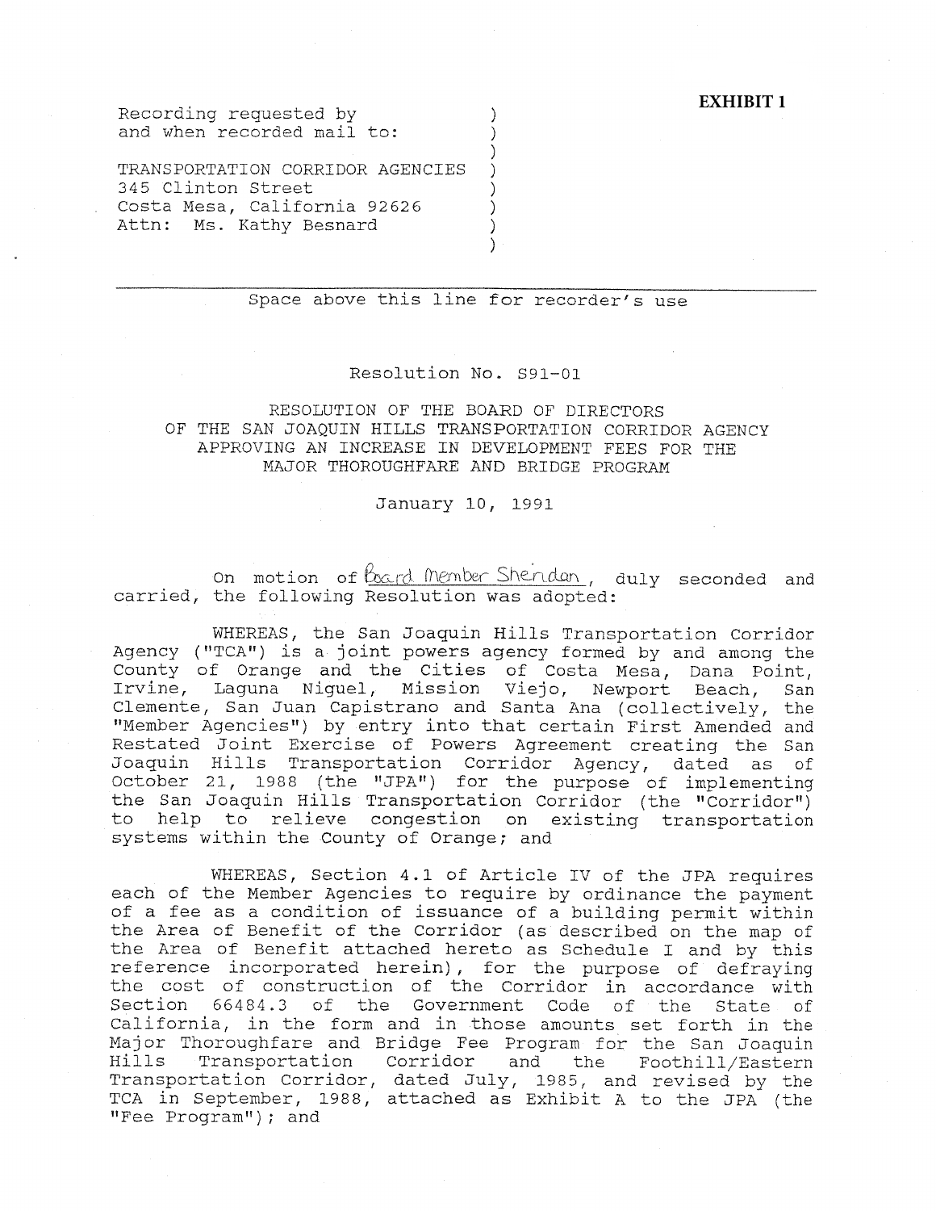**EXHIBIT 1**

Recording requested by
and when recorded mail to:

TRANSPORTATION CORRIDOR AGENCIES
345 Clinton Street
Costa Mesa, California 92626
Attn: Ms. Kathy Besnard

---

Space above this line for recorder's use

Resolution No. S91-01

RESOLUTION OF THE BOARD OF DIRECTORS
OF THE SAN JOAQUIN HILLS TRANSPORTATION CORRIDOR AGENCY
APPROVING AN INCREASE IN DEVELOPMENT FEES FOR THE
MAJOR THOROUGHFARE AND BRIDGE PROGRAM

January 10, 1991

On motion of Board Member Sheridan, duly seconded and carried, the following Resolution was adopted:

WHEREAS, the San Joaquin Hills Transportation Corridor Agency ("TCA") is a joint powers agency formed by and among the County of Orange and the Cities of Costa Mesa, Dana Point, Irvine, Laguna Niguel, Mission Viejo, Newport Beach, San Clemente, San Juan Capistrano and Santa Ana (collectively, the "Member Agencies") by entry into that certain First Amended and Restated Joint Exercise of Powers Agreement creating the San Joaquin Hills Transportation Corridor Agency, dated as of October 21, 1988 (the "JPA") for the purpose of implementing the San Joaquin Hills Transportation Corridor (the "Corridor") to help to relieve congestion on existing transportation systems within the County of Orange; and

WHEREAS, Section 4.1 of Article IV of the JPA requires each of the Member Agencies to require by ordinance the payment of a fee as a condition of issuance of a building permit within the Area of Benefit of the Corridor (as described on the map of the Area of Benefit attached hereto as Schedule I and by this reference incorporated herein), for the purpose of defraying the cost of construction of the Corridor in accordance with Section 66484.3 of the Government Code of the State of California, in the form and in those amounts set forth in the Major Thoroughfare and Bridge Fee Program for the San Joaquin Hills Transportation Corridor and the Foothill/Eastern Transportation Corridor, dated July, 1985, and revised by the TCA in September, 1988, attached as Exhibit A to the JPA (the "Fee Program"); and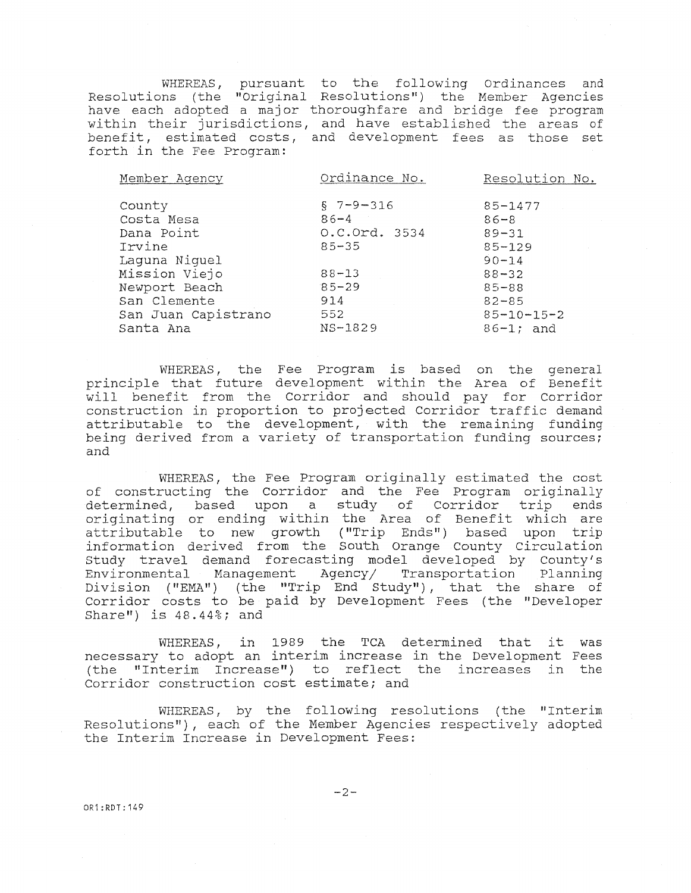WHEREAS, pursuant to the following Ordinances and Resolutions (the "Original Resolutions") the Member Agencies have each adopted a major thoroughfare and bridge fee program within their jurisdictions, and have established the areas of benefit, estimated costs, and development fees as those set forth in the Fee Program:

| Member Agency | Ordinance No. | Resolution No. |
|---|---|---|
| County | § 7-9-316 | 85-1477 |
| Costa Mesa | 86-4 | 86-8 |
| Dana Point | O.C.Ord. 3534 | 89-31 |
| Irvine | 85-35 | 85-129 |
| Laguna Niguel | | 90-14 |
| Mission Viejo | 88-13 | 88-32 |
| Newport Beach | 85-29 | 85-88 |
| San Clemente | 914 | 82-85 |
| San Juan Capistrano | 552 | 85-10-15-2 |
| Santa Ana | NS-1829 | 86-1; and |

WHEREAS, the Fee Program is based on the general principle that future development within the Area of Benefit will benefit from the Corridor and should pay for Corridor construction in proportion to projected Corridor traffic demand attributable to the development, with the remaining funding being derived from a variety of transportation funding sources; and

WHEREAS, the Fee Program originally estimated the cost of constructing the Corridor and the Fee Program originally determined, based upon a study of Corridor trip ends originating or ending within the Area of Benefit which are attributable to new growth ("Trip Ends") based upon trip information derived from the South Orange County Circulation Study travel demand forecasting model developed by County's Environmental Management Agency/ Transportation Planning Division ("EMA") (the "Trip End Study"), that the share of Corridor costs to be paid by Development Fees (the "Developer Share") is 48.44%; and

WHEREAS, in 1989 the TCA determined that it was necessary to adopt an interim increase in the Development Fees (the "Interim Increase") to reflect the increases in the Corridor construction cost estimate; and

WHEREAS, by the following resolutions (the "Interim Resolutions"), each of the Member Agencies respectively adopted the Interim Increase in Development Fees:

OR1:RDT:149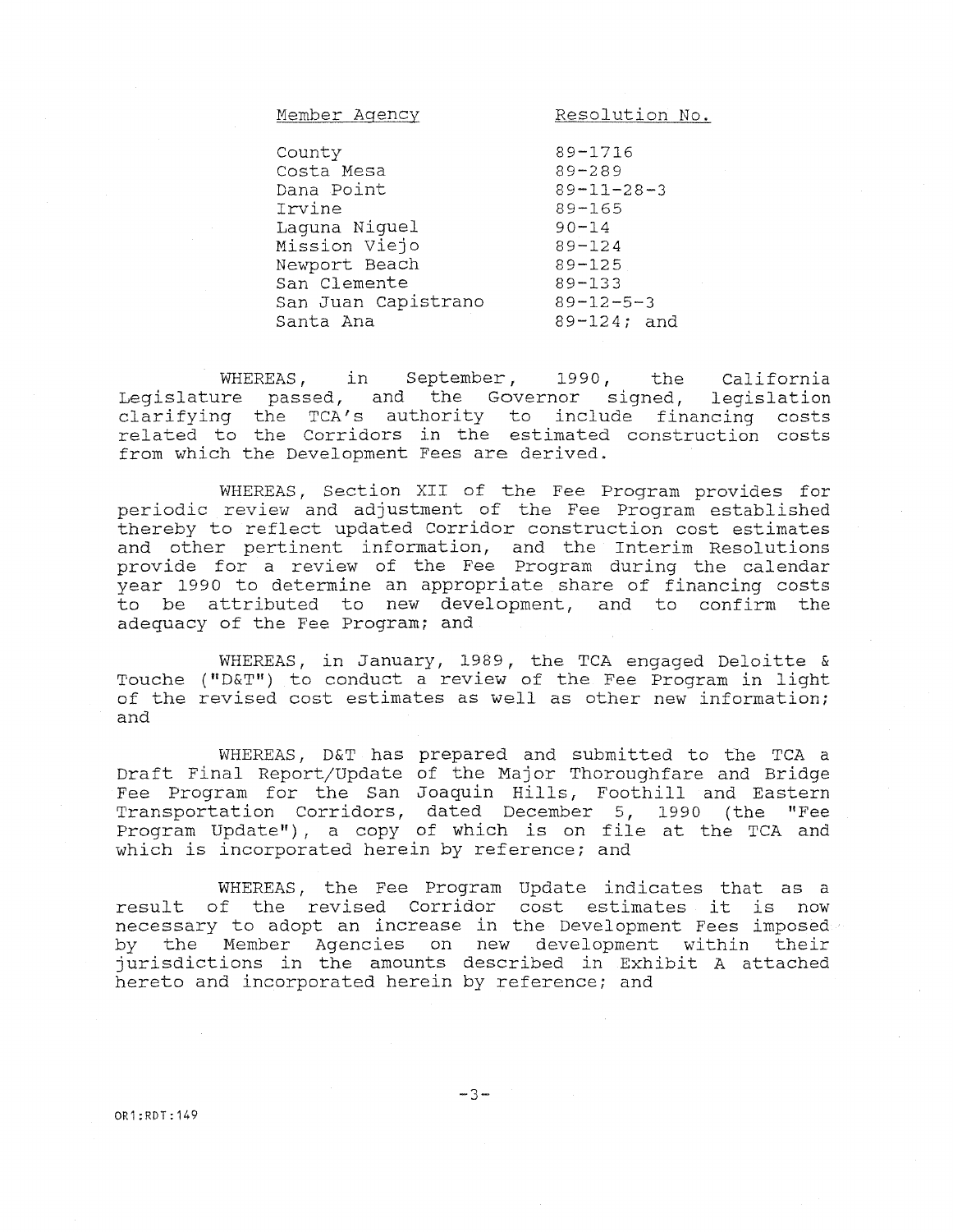| Member Agency | Resolution No. |
|---|---|
| County | 89-1716 |
| Costa Mesa | 89-289 |
| Dana Point | 89-11-28-3 |
| Irvine | 89-165 |
| Laguna Niguel | 90-14 |
| Mission Viejo | 89-124 |
| Newport Beach | 89-125 |
| San Clemente | 89-133 |
| San Juan Capistrano | 89-12-5-3 |
| Santa Ana | 89-124; and |

WHEREAS, in September, 1990, the California Legislature passed, and the Governor signed, legislation clarifying the TCA's authority to include financing costs related to the Corridors in the estimated construction costs from which the Development Fees are derived.

WHEREAS, Section XII of the Fee Program provides for periodic review and adjustment of the Fee Program established thereby to reflect updated Corridor construction cost estimates and other pertinent information, and the Interim Resolutions provide for a review of the Fee Program during the calendar year 1990 to determine an appropriate share of financing costs to be attributed to new development, and to confirm the adequacy of the Fee Program; and

WHEREAS, in January, 1989, the TCA engaged Deloitte & Touche ("D&T") to conduct a review of the Fee Program in light of the revised cost estimates as well as other new information; and

WHEREAS, D&T has prepared and submitted to the TCA a Draft Final Report/Update of the Major Thoroughfare and Bridge Fee Program for the San Joaquin Hills, Foothill and Eastern Transportation Corridors, dated December 5, 1990 (the "Fee Program Update"), a copy of which is on file at the TCA and which is incorporated herein by reference; and

WHEREAS, the Fee Program Update indicates that as a result of the revised Corridor cost estimates it is now necessary to adopt an increase in the Development Fees imposed by the Member Agencies on new development within their jurisdictions in the amounts described in Exhibit A attached hereto and incorporated herein by reference; and

OR1:RDT:149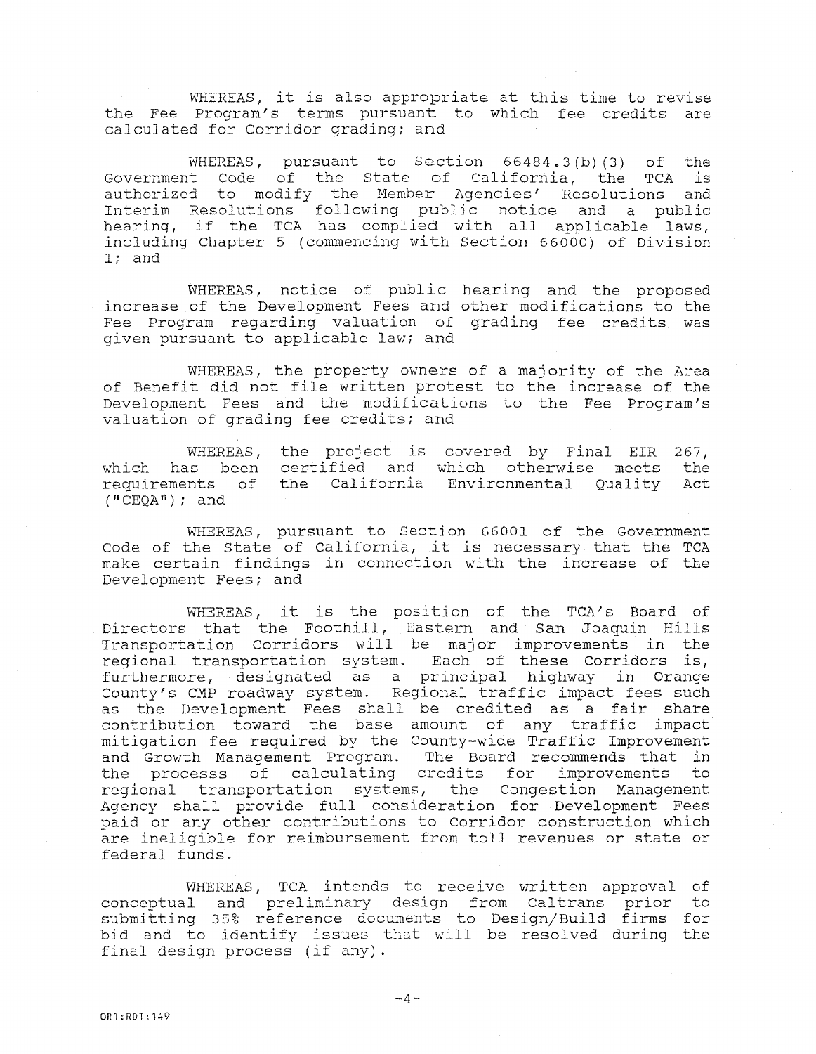WHEREAS, it is also appropriate at this time to revise the Fee Program's terms pursuant to which fee credits are calculated for Corridor grading; and

WHEREAS, pursuant to Section 66484.3(b)(3) of the Government Code of the State of California, the TCA is authorized to modify the Member Agencies' Resolutions and Interim Resolutions following public notice and a public hearing, if the TCA has complied with all applicable laws, including Chapter 5 (commencing with Section 66000) of Division 1; and

WHEREAS, notice of public hearing and the proposed increase of the Development Fees and other modifications to the Fee Program regarding valuation of grading fee credits was given pursuant to applicable law; and

WHEREAS, the property owners of a majority of the Area of Benefit did not file written protest to the increase of the Development Fees and the modifications to the Fee Program's valuation of grading fee credits; and

WHEREAS, the project is covered by Final EIR 267, which has been certified and which otherwise meets the requirements of the California Environmental Quality Act ("CEQA"); and

WHEREAS, pursuant to Section 66001 of the Government Code of the State of California, it is necessary that the TCA make certain findings in connection with the increase of the Development Fees; and

WHEREAS, it is the position of the TCA's Board of Directors that the Foothill, Eastern and San Joaquin Hills Transportation Corridors will be major improvements in the regional transportation system. Each of these Corridors is, furthermore, designated as a principal highway in Orange County's CMP roadway system. Regional traffic impact fees such as the Development Fees shall be credited as a fair share contribution toward the base amount of any traffic impact mitigation fee required by the County-wide Traffic Improvement and Growth Management Program. The Board recommends that in the processs of calculating credits for improvements to regional transportation systems, the Congestion Management Agency shall provide full consideration for Development Fees paid or any other contributions to Corridor construction which are ineligible for reimbursement from toll revenues or state or federal funds.

WHEREAS, TCA intends to receive written approval of conceptual and preliminary design from Caltrans prior to submitting 35% reference documents to Design/Build firms for bid and to identify issues that will be resolved during the final design process (if any).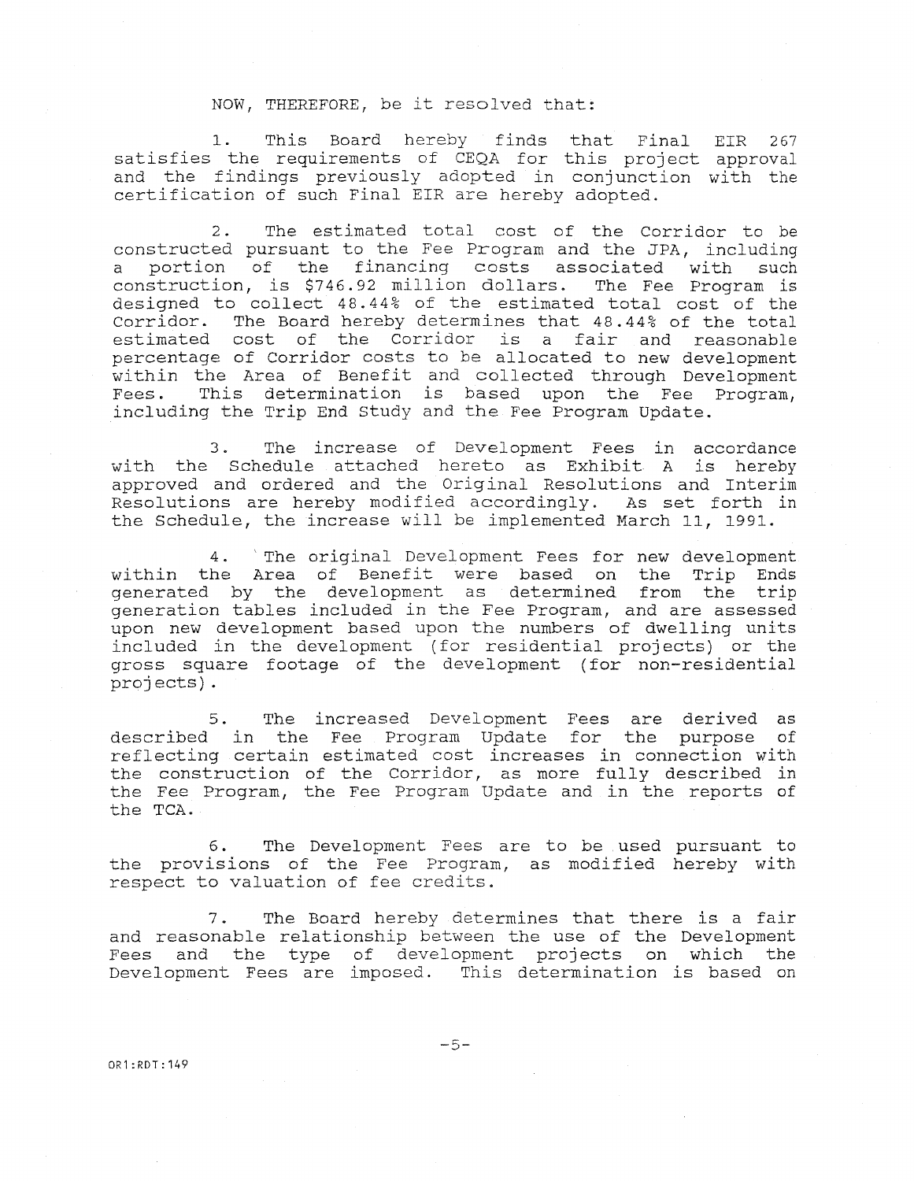NOW, THEREFORE, be it resolved that:

1. This Board hereby finds that Final EIR 267 satisfies the requirements of CEQA for this project approval and the findings previously adopted in conjunction with the certification of such Final EIR are hereby adopted.

2. The estimated total cost of the Corridor to be constructed pursuant to the Fee Program and the JPA, including a portion of the financing costs associated with such construction, is $746.92 million dollars. The Fee Program is designed to collect 48.44% of the estimated total cost of the Corridor. The Board hereby determines that 48.44% of the total estimated cost of the Corridor is a fair and reasonable percentage of Corridor costs to be allocated to new development within the Area of Benefit and collected through Development Fees. This determination is based upon the Fee Program, including the Trip End Study and the Fee Program Update.

3. The increase of Development Fees in accordance with the Schedule attached hereto as Exhibit A is hereby approved and ordered and the Original Resolutions and Interim Resolutions are hereby modified accordingly. As set forth in the Schedule, the increase will be implemented March 11, 1991.

4. The original Development Fees for new development within the Area of Benefit were based on the Trip Ends generated by the development as determined from the trip generation tables included in the Fee Program, and are assessed upon new development based upon the numbers of dwelling units included in the development (for residential projects) or the gross square footage of the development (for non-residential projects).

5. The increased Development Fees are derived as described in the Fee Program Update for the purpose of reflecting certain estimated cost increases in connection with the construction of the Corridor, as more fully described in the Fee Program, the Fee Program Update and in the reports of the TCA.

6. The Development Fees are to be used pursuant to the provisions of the Fee Program, as modified hereby with respect to valuation of fee credits.

7. The Board hereby determines that there is a fair and reasonable relationship between the use of the Development Fees and the type of development projects on which the Development Fees are imposed. This determination is based on

OR1:RDT:149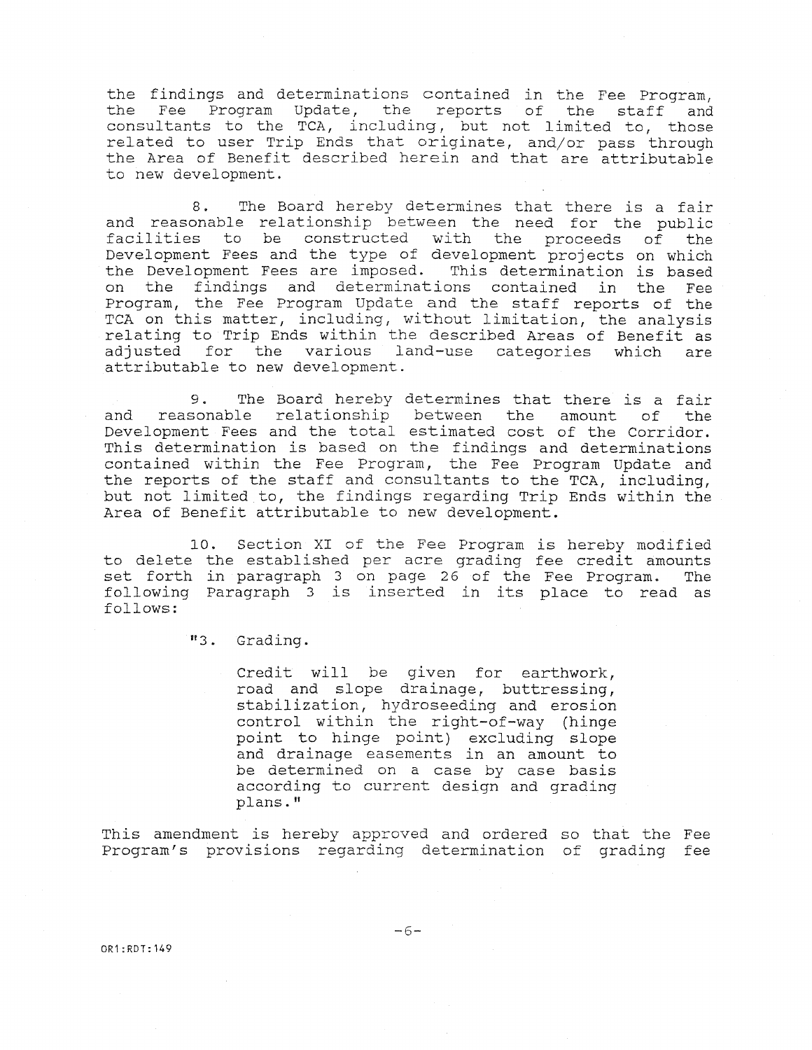the findings and determinations contained in the Fee Program, the Fee Program Update, the reports of the staff and consultants to the TCA, including, but not limited to, those related to user Trip Ends that originate, and/or pass through the Area of Benefit described herein and that are attributable to new development.

8. The Board hereby determines that there is a fair and reasonable relationship between the need for the public facilities to be constructed with the proceeds of the Development Fees and the type of development projects on which the Development Fees are imposed. This determination is based on the findings and determinations contained in the Fee Program, the Fee Program Update and the staff reports of the TCA on this matter, including, without limitation, the analysis relating to Trip Ends within the described Areas of Benefit as adjusted for the various land-use categories which are attributable to new development.

9. The Board hereby determines that there is a fair and reasonable relationship between the amount of the Development Fees and the total estimated cost of the Corridor. This determination is based on the findings and determinations contained within the Fee Program, the Fee Program Update and the reports of the staff and consultants to the TCA, including, but not limited to, the findings regarding Trip Ends within the Area of Benefit attributable to new development.

10. Section XI of the Fee Program is hereby modified to delete the established per acre grading fee credit amounts set forth in paragraph 3 on page 26 of the Fee Program. The following Paragraph 3 is inserted in its place to read as follows:

> "3. Grading.
>
> Credit will be given for earthwork, road and slope drainage, buttressing, stabilization, hydroseeding and erosion control within the right-of-way (hinge point to hinge point) excluding slope and drainage easements in an amount to be determined on a case by case basis according to current design and grading plans."

This amendment is hereby approved and ordered so that the Fee Program's provisions regarding determination of grading fee

OR1:RDT:149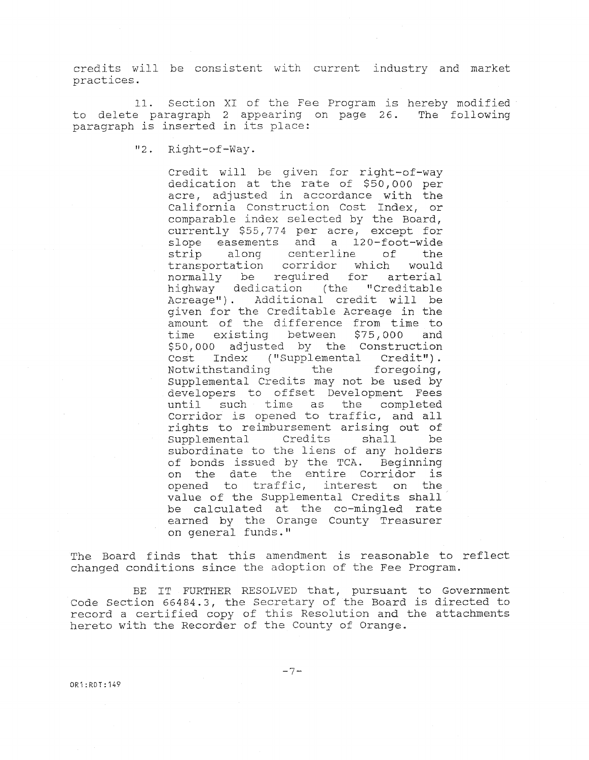credits will be consistent with current industry and market practices.

11. Section XI of the Fee Program is hereby modified to delete paragraph 2 appearing on page 26. The following paragraph is inserted in its place:

> "2. Right-of-Way.
>
> Credit will be given for right-of-way dedication at the rate of $50,000 per acre, adjusted in accordance with the California Construction Cost Index, or comparable index selected by the Board, currently $55,774 per acre, except for slope easements and a 120-foot-wide strip along centerline of the transportation corridor which would normally be required for arterial highway dedication (the "Creditable Acreage"). Additional credit will be given for the Creditable Acreage in the amount of the difference from time to time existing between $75,000 and $50,000 adjusted by the Construction Cost Index ("Supplemental Credit"). Notwithstanding the foregoing, Supplemental Credits may not be used by developers to offset Development Fees until such time as the completed Corridor is opened to traffic, and all rights to reimbursement arising out of Supplemental Credits shall be subordinate to the liens of any holders of bonds issued by the TCA. Beginning on the date the entire Corridor is opened to traffic, interest on the value of the Supplemental Credits shall be calculated at the co-mingled rate earned by the Orange County Treasurer on general funds."

The Board finds that this amendment is reasonable to reflect changed conditions since the adoption of the Fee Program.

BE IT FURTHER RESOLVED that, pursuant to Government Code Section 66484.3, the Secretary of the Board is directed to record a certified copy of this Resolution and the attachments hereto with the Recorder of the County of Orange.

OR1:RDT:149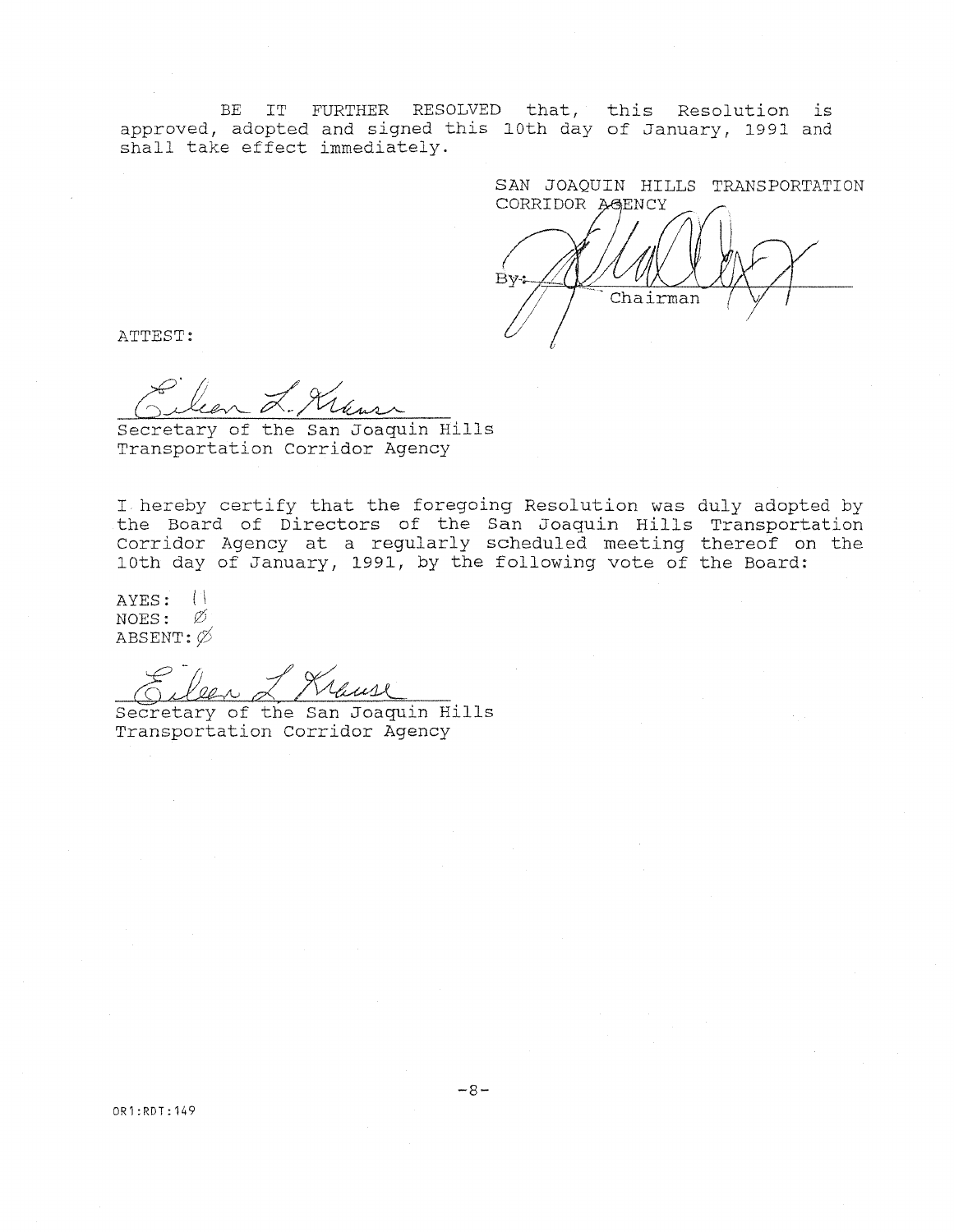BE IT FURTHER RESOLVED that, this Resolution is approved, adopted and signed this 10th day of January, 1991 and shall take effect immediately.

SAN JOAQUIN HILLS TRANSPORTATION CORRIDOR AGENCY

By: ______________________
Chairman

ATTEST:

______________________
Secretary of the San Joaquin Hills Transportation Corridor Agency

I hereby certify that the foregoing Resolution was duly adopted by the Board of Directors of the San Joaquin Hills Transportation Corridor Agency at a regularly scheduled meeting thereof on the 10th day of January, 1991, by the following vote of the Board:

AYES: 11
NOES: Ø
ABSENT: Ø

______________________
Secretary of the San Joaquin Hills Transportation Corridor Agency

OR1:RDT:149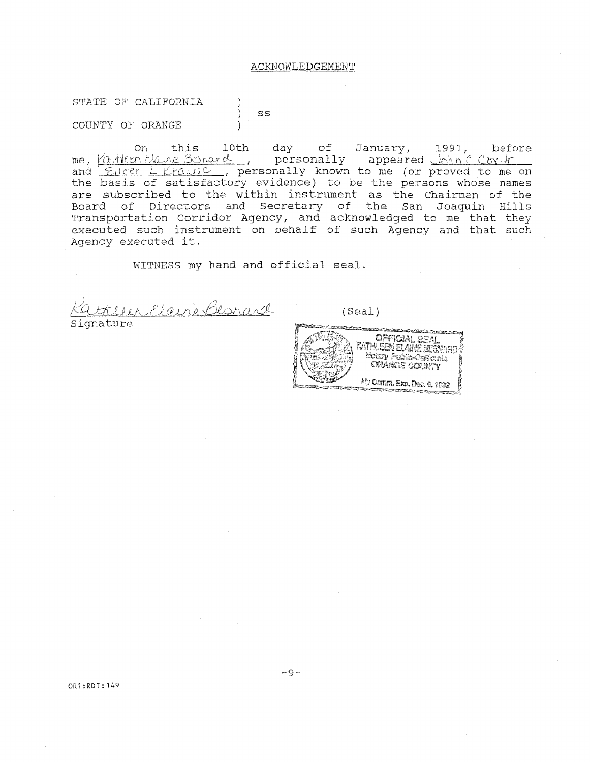ACKNOWLEDGEMENT

STATE OF CALIFORNIA )
) ss
COUNTY OF ORANGE )

On this 10th day of January, 1991, before me, Kathleen Elaine Bernard, personally appeared John C Cox Jr and Eileen L Krause, personally known to me (or proved to me on the basis of satisfactory evidence) to be the persons whose names are subscribed to the within instrument as the Chairman of the Board of Directors and Secretary of the San Joaquin Hills Transportation Corridor Agency, and acknowledged to me that they executed such instrument on behalf of such Agency and that such Agency executed it.

WITNESS my hand and official seal.

Kathleen Elaine Bernard
Signature

(Seal)

OFFICIAL SEAL
KATHLEEN ELAINE BERNARD
Notary Public-California
ORANGE COUNTY
My Comm. Exp. Dec. 8, 1992

OR1:RDT:149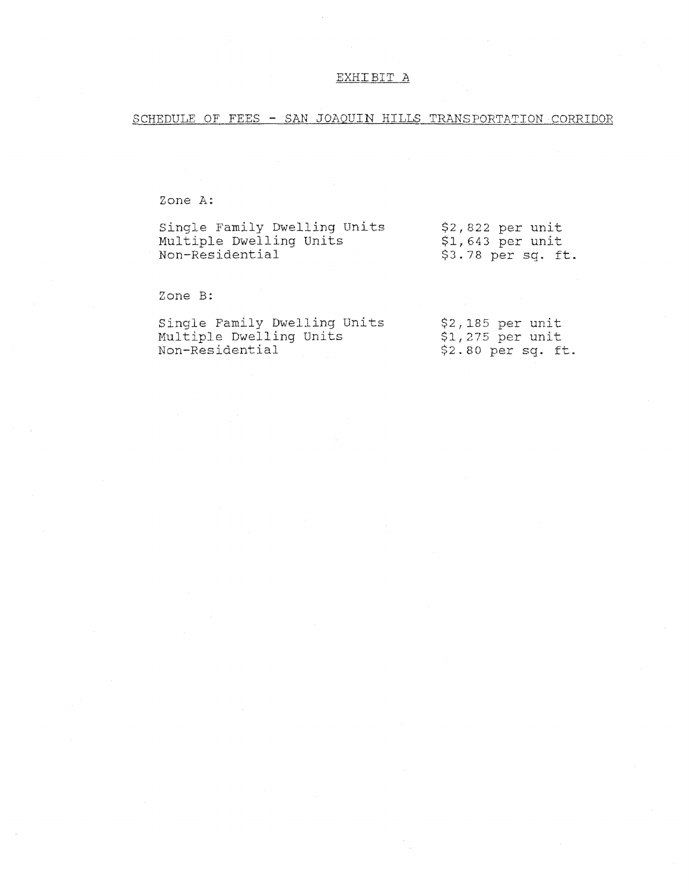# EXHIBIT A

## SCHEDULE OF FEES - SAN JOAQUIN HILLS TRANSPORTATION CORRIDOR

Zone A:

| | |
|---|---|
| Single Family Dwelling Units | $2,822 per unit |
| Multiple Dwelling Units | $1,643 per unit |
| Non-Residential | $3.78 per sq. ft. |

Zone B:

| | |
|---|---|
| Single Family Dwelling Units | $2,185 per unit |
| Multiple Dwelling Units | $1,275 per unit |
| Non-Residential | $2.80 per sq. ft. |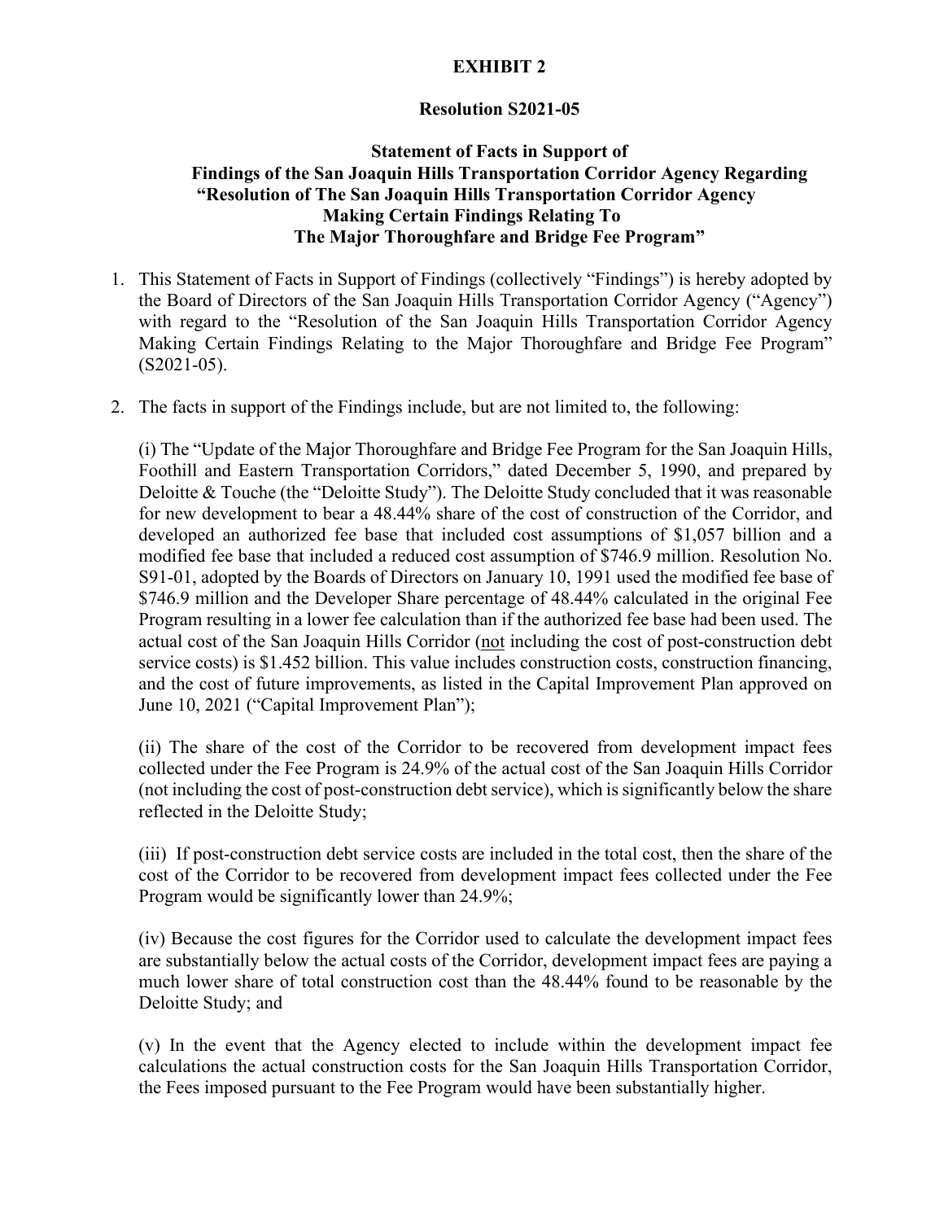# EXHIBIT 2

## Resolution S2021-05

### Statement of Facts in Support of Findings of the San Joaquin Hills Transportation Corridor Agency Regarding "Resolution of The San Joaquin Hills Transportation Corridor Agency Making Certain Findings Relating To The Major Thoroughfare and Bridge Fee Program"

1. This Statement of Facts in Support of Findings (collectively "Findings") is hereby adopted by the Board of Directors of the San Joaquin Hills Transportation Corridor Agency ("Agency") with regard to the "Resolution of the San Joaquin Hills Transportation Corridor Agency Making Certain Findings Relating to the Major Thoroughfare and Bridge Fee Program" (S2021-05).

2. The facts in support of the Findings include, but are not limited to, the following:

   (i) The "Update of the Major Thoroughfare and Bridge Fee Program for the San Joaquin Hills, Foothill and Eastern Transportation Corridors," dated December 5, 1990, and prepared by Deloitte & Touche (the "Deloitte Study"). The Deloitte Study concluded that it was reasonable for new development to bear a 48.44% share of the cost of construction of the Corridor, and developed an authorized fee base that included cost assumptions of $1,057 billion and a modified fee base that included a reduced cost assumption of $746.9 million. Resolution No. S91-01, adopted by the Boards of Directors on January 10, 1991 used the modified fee base of $746.9 million and the Developer Share percentage of 48.44% calculated in the original Fee Program resulting in a lower fee calculation than if the authorized fee base had been used. The actual cost of the San Joaquin Hills Corridor (<u>not</u> including the cost of post-construction debt service costs) is $1.452 billion. This value includes construction costs, construction financing, and the cost of future improvements, as listed in the Capital Improvement Plan approved on June 10, 2021 ("Capital Improvement Plan");

   (ii) The share of the cost of the Corridor to be recovered from development impact fees collected under the Fee Program is 24.9% of the actual cost of the San Joaquin Hills Corridor (not including the cost of post-construction debt service), which is significantly below the share reflected in the Deloitte Study;

   (iii) If post-construction debt service costs are included in the total cost, then the share of the cost of the Corridor to be recovered from development impact fees collected under the Fee Program would be significantly lower than 24.9%;

   (iv) Because the cost figures for the Corridor used to calculate the development impact fees are substantially below the actual costs of the Corridor, development impact fees are paying a much lower share of total construction cost than the 48.44% found to be reasonable by the Deloitte Study; and

   (v) In the event that the Agency elected to include within the development impact fee calculations the actual construction costs for the San Joaquin Hills Transportation Corridor, the Fees imposed pursuant to the Fee Program would have been substantially higher.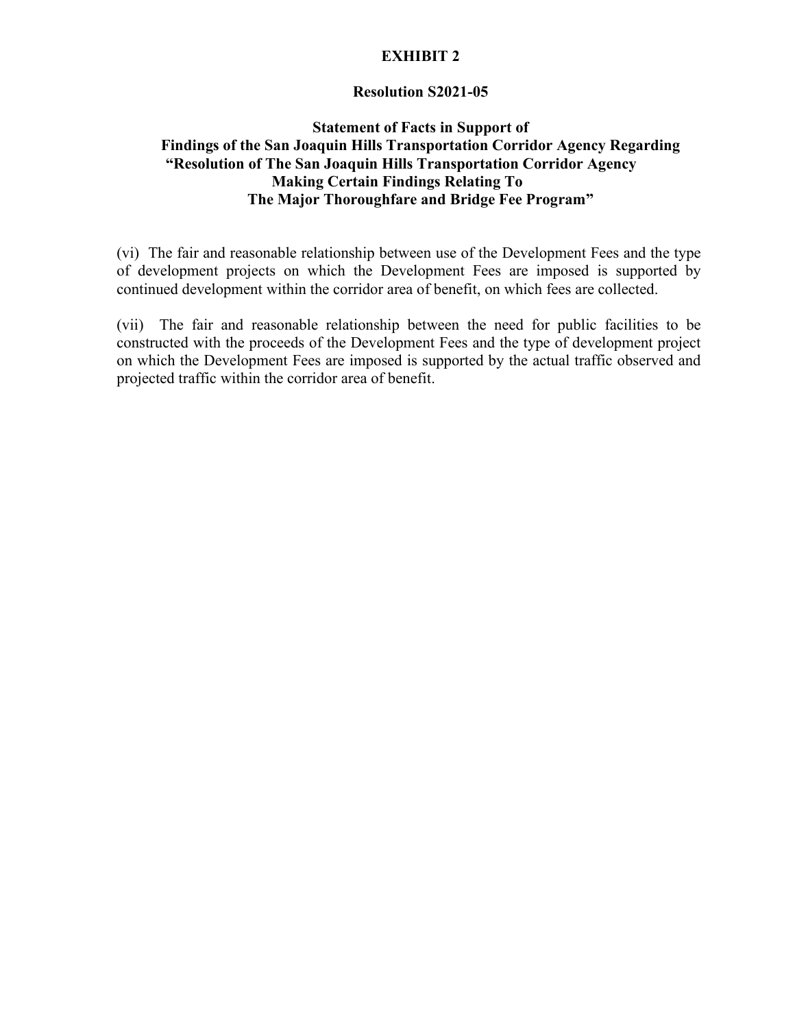**EXHIBIT 2**

**Resolution S2021-05**

**Statement of Facts in Support of Findings of the San Joaquin Hills Transportation Corridor Agency Regarding "Resolution of The San Joaquin Hills Transportation Corridor Agency Making Certain Findings Relating To The Major Thoroughfare and Bridge Fee Program"**

(vi) The fair and reasonable relationship between use of the Development Fees and the type of development projects on which the Development Fees are imposed is supported by continued development within the corridor area of benefit, on which fees are collected.

(vii) The fair and reasonable relationship between the need for public facilities to be constructed with the proceeds of the Development Fees and the type of development project on which the Development Fees are imposed is supported by the actual traffic observed and projected traffic within the corridor area of benefit.